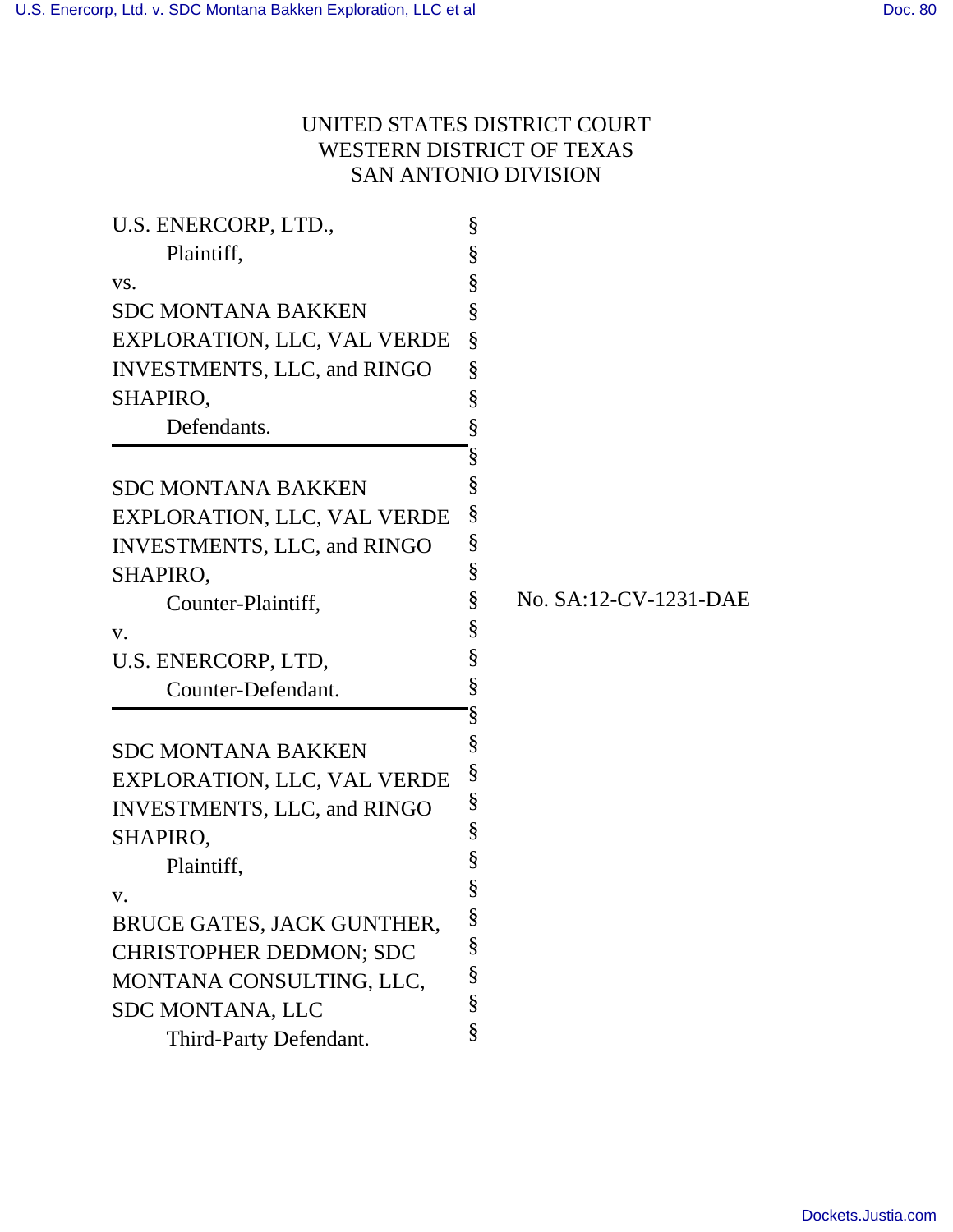UNITED STATES DISTRICT COURT
WESTERN DISTRICT OF TEXAS
SAN ANTONIO DIVISION

| | | |
|---|---|---|
| U.S. ENERCORP, LTD., | § | |
| Plaintiff, | § | |
| vs. | § | |
| SDC MONTANA BAKKEN EXPLORATION, LLC, VAL VERDE INVESTMENTS, LLC, and RINGO SHAPIRO, | § | |
| Defendants. | § | |
| | § | |
| SDC MONTANA BAKKEN EXPLORATION, LLC, VAL VERDE INVESTMENTS, LLC, and RINGO SHAPIRO, | § | |
| Counter-Plaintiff, | § | No. SA:12-CV-1231-DAE |
| v. | § | |
| U.S. ENERCORP, LTD, | § | |
| Counter-Defendant. | § | |
| | § | |
| SDC MONTANA BAKKEN EXPLORATION, LLC, VAL VERDE INVESTMENTS, LLC, and RINGO SHAPIRO, | § | |
| Plaintiff, | § | |
| v. | § | |
| BRUCE GATES, JACK GUNTHER, CHRISTOPHER DEDMON; SDC MONTANA CONSULTING, LLC, SDC MONTANA, LLC | § | |
| Third-Party Defendant. | § | |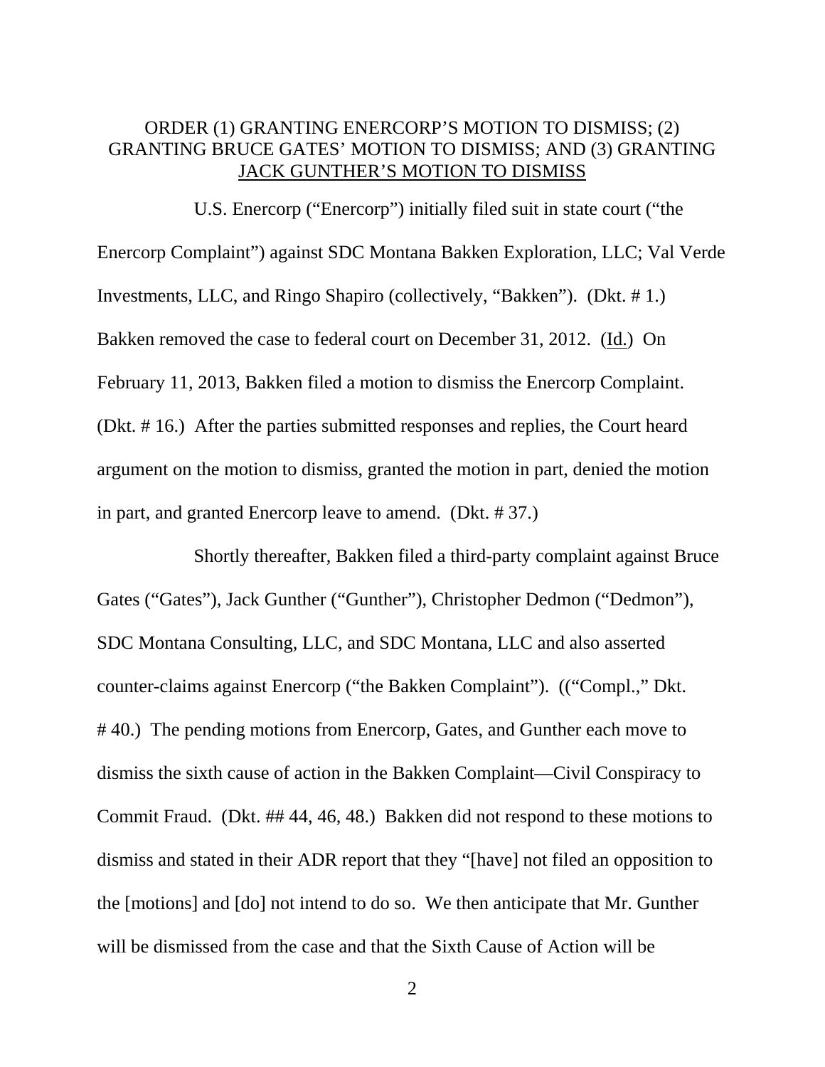ORDER (1) GRANTING ENERCORP'S MOTION TO DISMISS; (2) GRANTING BRUCE GATES' MOTION TO DISMISS; AND (3) GRANTING JACK GUNTHER'S MOTION TO DISMISS

U.S. Enercorp ("Enercorp") initially filed suit in state court ("the Enercorp Complaint") against SDC Montana Bakken Exploration, LLC; Val Verde Investments, LLC, and Ringo Shapiro (collectively, "Bakken"). (Dkt. # 1.) Bakken removed the case to federal court on December 31, 2012. (Id.) On February 11, 2013, Bakken filed a motion to dismiss the Enercorp Complaint. (Dkt. # 16.) After the parties submitted responses and replies, the Court heard argument on the motion to dismiss, granted the motion in part, denied the motion in part, and granted Enercorp leave to amend. (Dkt. # 37.)

Shortly thereafter, Bakken filed a third-party complaint against Bruce Gates ("Gates"), Jack Gunther ("Gunther"), Christopher Dedmon ("Dedmon"), SDC Montana Consulting, LLC, and SDC Montana, LLC and also asserted counter-claims against Enercorp ("the Bakken Complaint"). (("Compl.," Dkt. # 40.) The pending motions from Enercorp, Gates, and Gunther each move to dismiss the sixth cause of action in the Bakken Complaint—Civil Conspiracy to Commit Fraud. (Dkt. ## 44, 46, 48.) Bakken did not respond to these motions to dismiss and stated in their ADR report that they "[have] not filed an opposition to the [motions] and [do] not intend to do so. We then anticipate that Mr. Gunther will be dismissed from the case and that the Sixth Cause of Action will be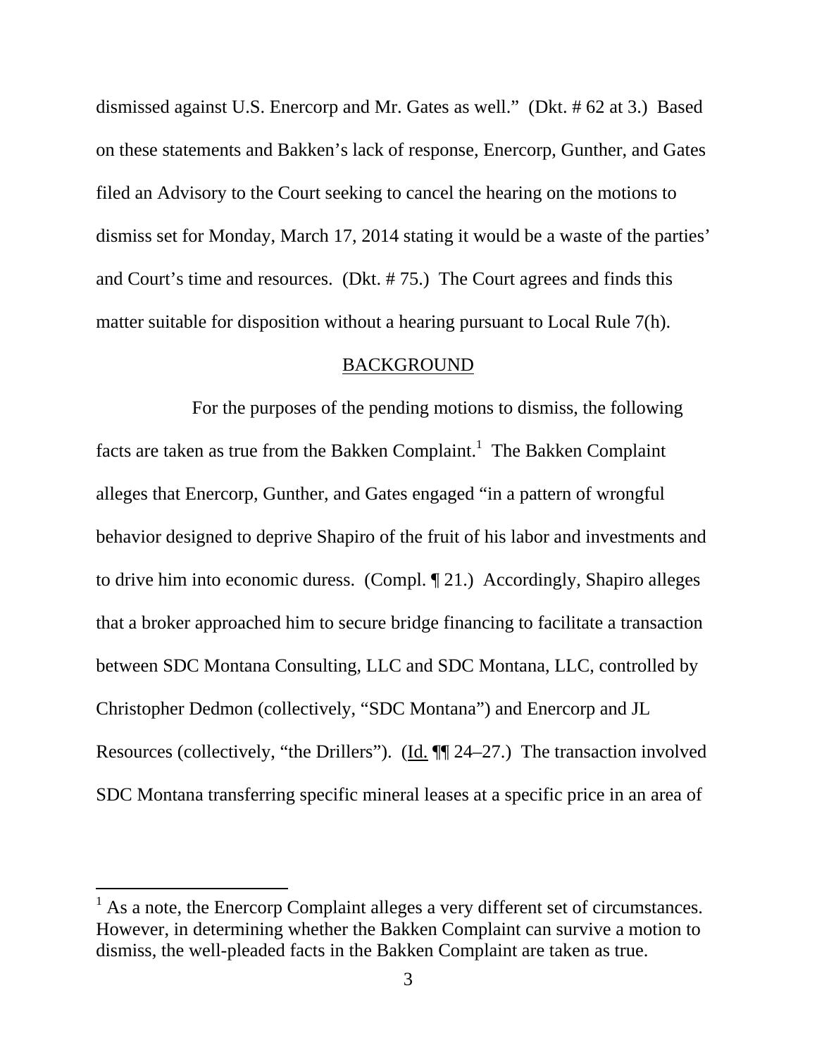dismissed against U.S. Enercorp and Mr. Gates as well." (Dkt. # 62 at 3.) Based on these statements and Bakken's lack of response, Enercorp, Gunther, and Gates filed an Advisory to the Court seeking to cancel the hearing on the motions to dismiss set for Monday, March 17, 2014 stating it would be a waste of the parties' and Court's time and resources. (Dkt. # 75.) The Court agrees and finds this matter suitable for disposition without a hearing pursuant to Local Rule 7(h).

## BACKGROUND

For the purposes of the pending motions to dismiss, the following facts are taken as true from the Bakken Complaint.[1] The Bakken Complaint alleges that Enercorp, Gunther, and Gates engaged "in a pattern of wrongful behavior designed to deprive Shapiro of the fruit of his labor and investments and to drive him into economic duress. (Compl. ¶ 21.) Accordingly, Shapiro alleges that a broker approached him to secure bridge financing to facilitate a transaction between SDC Montana Consulting, LLC and SDC Montana, LLC, controlled by Christopher Dedmon (collectively, "SDC Montana") and Enercorp and JL Resources (collectively, "the Drillers"). (Id. ¶¶ 24–27.) The transaction involved SDC Montana transferring specific mineral leases at a specific price in an area of

[1] As a note, the Enercorp Complaint alleges a very different set of circumstances. However, in determining whether the Bakken Complaint can survive a motion to dismiss, the well-pleaded facts in the Bakken Complaint are taken as true.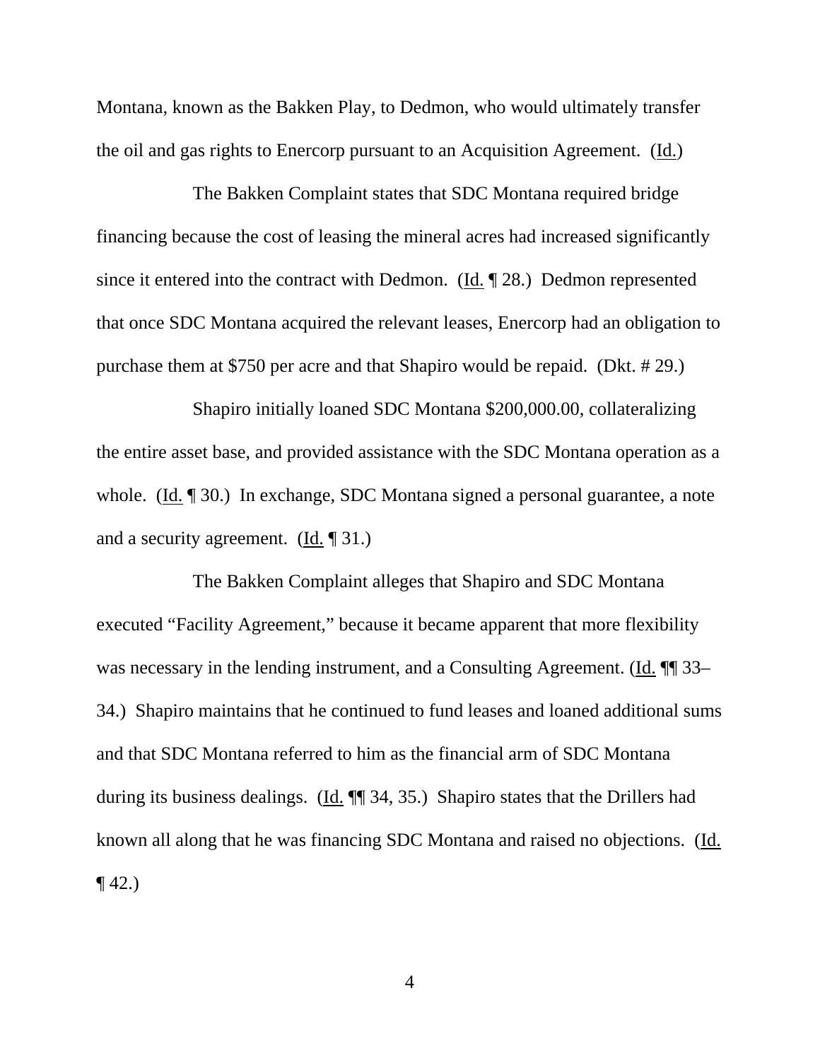Montana, known as the Bakken Play, to Dedmon, who would ultimately transfer the oil and gas rights to Enercorp pursuant to an Acquisition Agreement. (Id.)

The Bakken Complaint states that SDC Montana required bridge financing because the cost of leasing the mineral acres had increased significantly since it entered into the contract with Dedmon. (Id. ¶ 28.) Dedmon represented that once SDC Montana acquired the relevant leases, Enercorp had an obligation to purchase them at $750 per acre and that Shapiro would be repaid. (Dkt. # 29.)

Shapiro initially loaned SDC Montana $200,000.00, collateralizing the entire asset base, and provided assistance with the SDC Montana operation as a whole. (Id. ¶ 30.) In exchange, SDC Montana signed a personal guarantee, a note and a security agreement. (Id. ¶ 31.)

The Bakken Complaint alleges that Shapiro and SDC Montana executed "Facility Agreement," because it became apparent that more flexibility was necessary in the lending instrument, and a Consulting Agreement. (Id. ¶¶ 33–34.) Shapiro maintains that he continued to fund leases and loaned additional sums and that SDC Montana referred to him as the financial arm of SDC Montana during its business dealings. (Id. ¶¶ 34, 35.) Shapiro states that the Drillers had known all along that he was financing SDC Montana and raised no objections. (Id. ¶ 42.)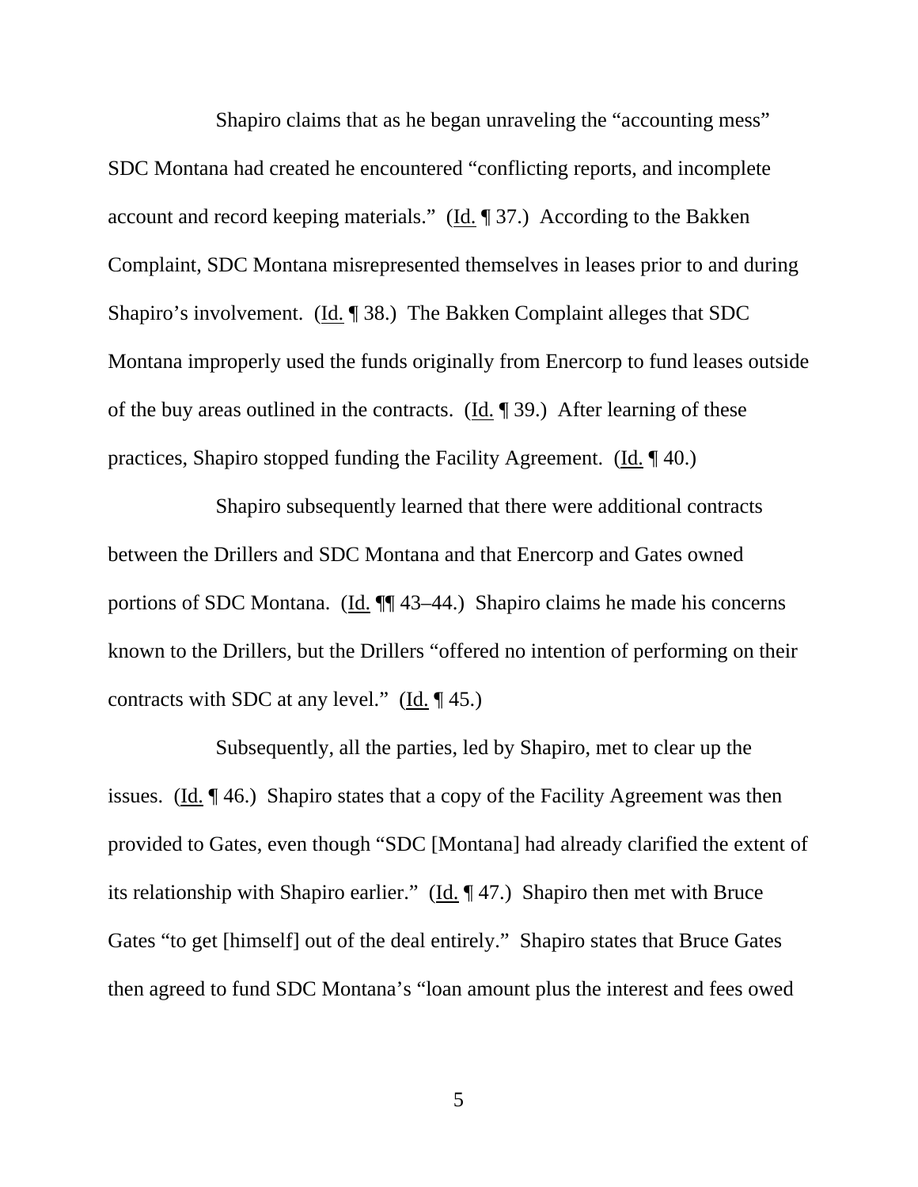Shapiro claims that as he began unraveling the "accounting mess" SDC Montana had created he encountered "conflicting reports, and incomplete account and record keeping materials." (Id. ¶ 37.) According to the Bakken Complaint, SDC Montana misrepresented themselves in leases prior to and during Shapiro's involvement. (Id. ¶ 38.) The Bakken Complaint alleges that SDC Montana improperly used the funds originally from Enercorp to fund leases outside of the buy areas outlined in the contracts. (Id. ¶ 39.) After learning of these practices, Shapiro stopped funding the Facility Agreement. (Id. ¶ 40.)

Shapiro subsequently learned that there were additional contracts between the Drillers and SDC Montana and that Enercorp and Gates owned portions of SDC Montana. (Id. ¶¶ 43–44.) Shapiro claims he made his concerns known to the Drillers, but the Drillers "offered no intention of performing on their contracts with SDC at any level." (Id. ¶ 45.)

Subsequently, all the parties, led by Shapiro, met to clear up the issues. (Id. ¶ 46.) Shapiro states that a copy of the Facility Agreement was then provided to Gates, even though "SDC [Montana] had already clarified the extent of its relationship with Shapiro earlier." (Id. ¶ 47.) Shapiro then met with Bruce Gates "to get [himself] out of the deal entirely." Shapiro states that Bruce Gates then agreed to fund SDC Montana's "loan amount plus the interest and fees owed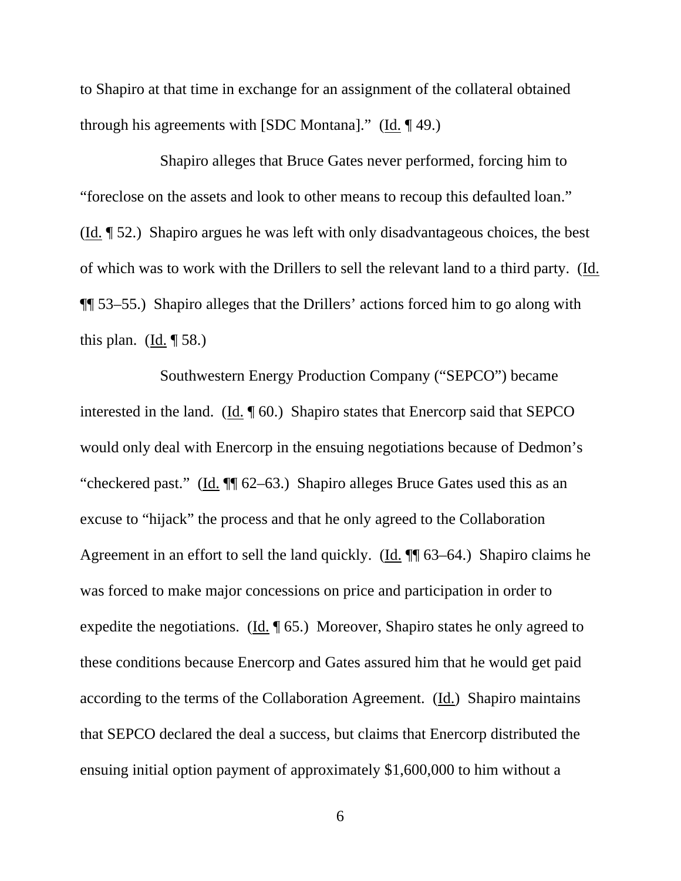to Shapiro at that time in exchange for an assignment of the collateral obtained through his agreements with [SDC Montana]." (Id. ¶ 49.)

Shapiro alleges that Bruce Gates never performed, forcing him to "foreclose on the assets and look to other means to recoup this defaulted loan." (Id. ¶ 52.) Shapiro argues he was left with only disadvantageous choices, the best of which was to work with the Drillers to sell the relevant land to a third party. (Id. ¶¶ 53–55.) Shapiro alleges that the Drillers' actions forced him to go along with this plan. (Id. ¶ 58.)

Southwestern Energy Production Company ("SEPCO") became interested in the land. (Id. ¶ 60.) Shapiro states that Enercorp said that SEPCO would only deal with Enercorp in the ensuing negotiations because of Dedmon's "checkered past." (Id. ¶¶ 62–63.) Shapiro alleges Bruce Gates used this as an excuse to "hijack" the process and that he only agreed to the Collaboration Agreement in an effort to sell the land quickly. (Id. ¶¶ 63–64.) Shapiro claims he was forced to make major concessions on price and participation in order to expedite the negotiations. (Id. ¶ 65.) Moreover, Shapiro states he only agreed to these conditions because Enercorp and Gates assured him that he would get paid according to the terms of the Collaboration Agreement. (Id.) Shapiro maintains that SEPCO declared the deal a success, but claims that Enercorp distributed the ensuing initial option payment of approximately $1,600,000 to him without a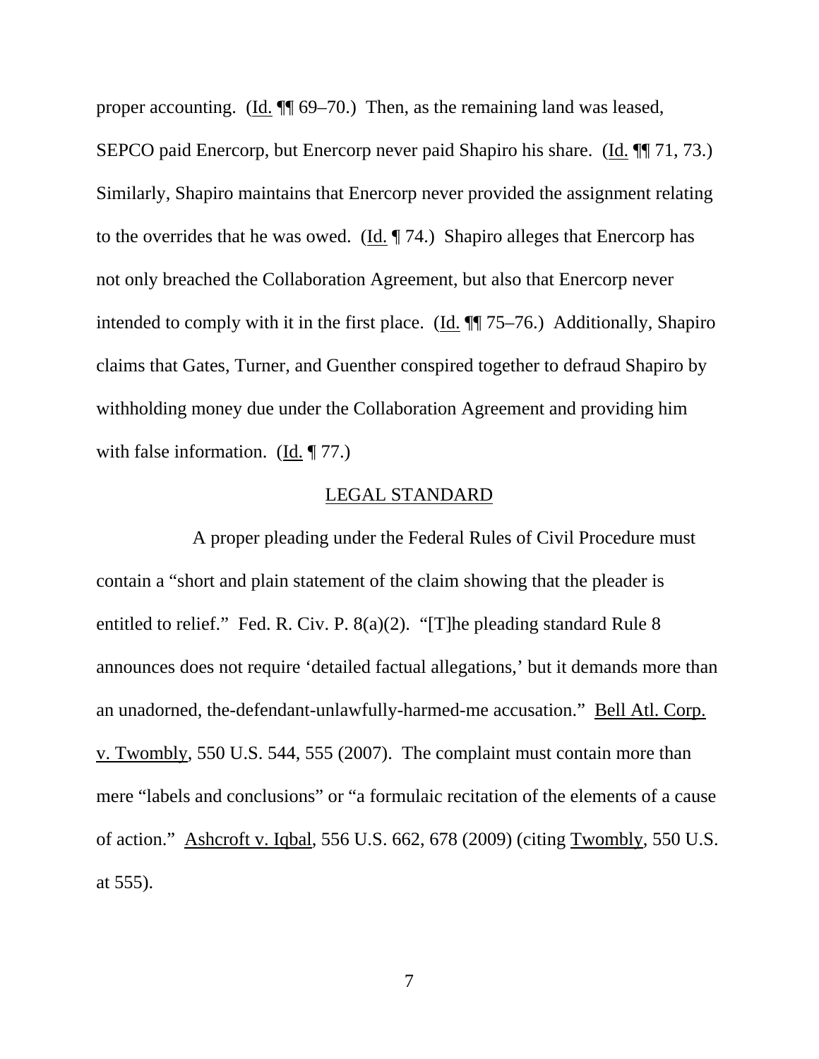proper accounting. (Id. ¶¶ 69–70.) Then, as the remaining land was leased, SEPCO paid Enercorp, but Enercorp never paid Shapiro his share. (Id. ¶¶ 71, 73.) Similarly, Shapiro maintains that Enercorp never provided the assignment relating to the overrides that he was owed. (Id. ¶ 74.) Shapiro alleges that Enercorp has not only breached the Collaboration Agreement, but also that Enercorp never intended to comply with it in the first place. (Id. ¶¶ 75–76.) Additionally, Shapiro claims that Gates, Turner, and Guenther conspired together to defraud Shapiro by withholding money due under the Collaboration Agreement and providing him with false information. (Id. ¶ 77.)

## LEGAL STANDARD

A proper pleading under the Federal Rules of Civil Procedure must contain a "short and plain statement of the claim showing that the pleader is entitled to relief." Fed. R. Civ. P. 8(a)(2). "[T]he pleading standard Rule 8 announces does not require 'detailed factual allegations,' but it demands more than an unadorned, the-defendant-unlawfully-harmed-me accusation." Bell Atl. Corp. v. Twombly, 550 U.S. 544, 555 (2007). The complaint must contain more than mere "labels and conclusions" or "a formulaic recitation of the elements of a cause of action." Ashcroft v. Iqbal, 556 U.S. 662, 678 (2009) (citing Twombly, 550 U.S. at 555).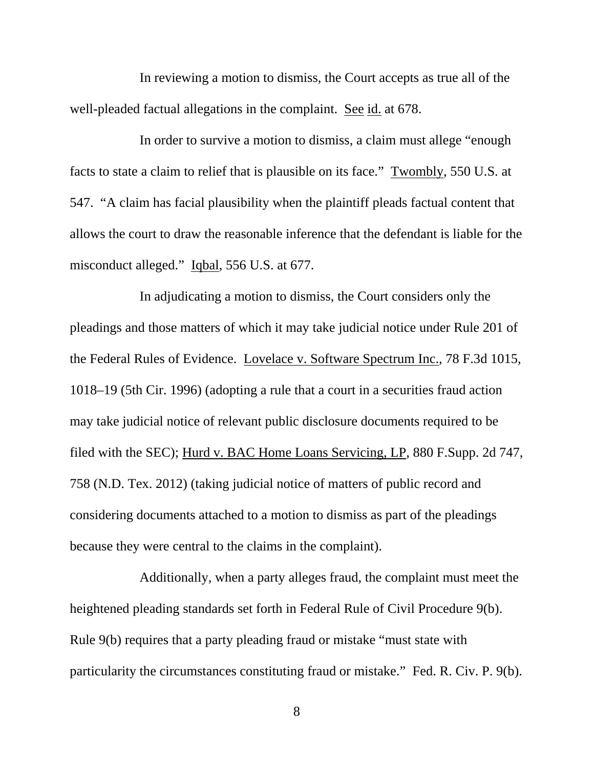In reviewing a motion to dismiss, the Court accepts as true all of the well-pleaded factual allegations in the complaint. See id. at 678.

In order to survive a motion to dismiss, a claim must allege "enough facts to state a claim to relief that is plausible on its face." Twombly, 550 U.S. at 547. "A claim has facial plausibility when the plaintiff pleads factual content that allows the court to draw the reasonable inference that the defendant is liable for the misconduct alleged." Iqbal, 556 U.S. at 677.

In adjudicating a motion to dismiss, the Court considers only the pleadings and those matters of which it may take judicial notice under Rule 201 of the Federal Rules of Evidence. Lovelace v. Software Spectrum Inc., 78 F.3d 1015, 1018–19 (5th Cir. 1996) (adopting a rule that a court in a securities fraud action may take judicial notice of relevant public disclosure documents required to be filed with the SEC); Hurd v. BAC Home Loans Servicing, LP, 880 F.Supp. 2d 747, 758 (N.D. Tex. 2012) (taking judicial notice of matters of public record and considering documents attached to a motion to dismiss as part of the pleadings because they were central to the claims in the complaint).

Additionally, when a party alleges fraud, the complaint must meet the heightened pleading standards set forth in Federal Rule of Civil Procedure 9(b). Rule 9(b) requires that a party pleading fraud or mistake "must state with particularity the circumstances constituting fraud or mistake." Fed. R. Civ. P. 9(b).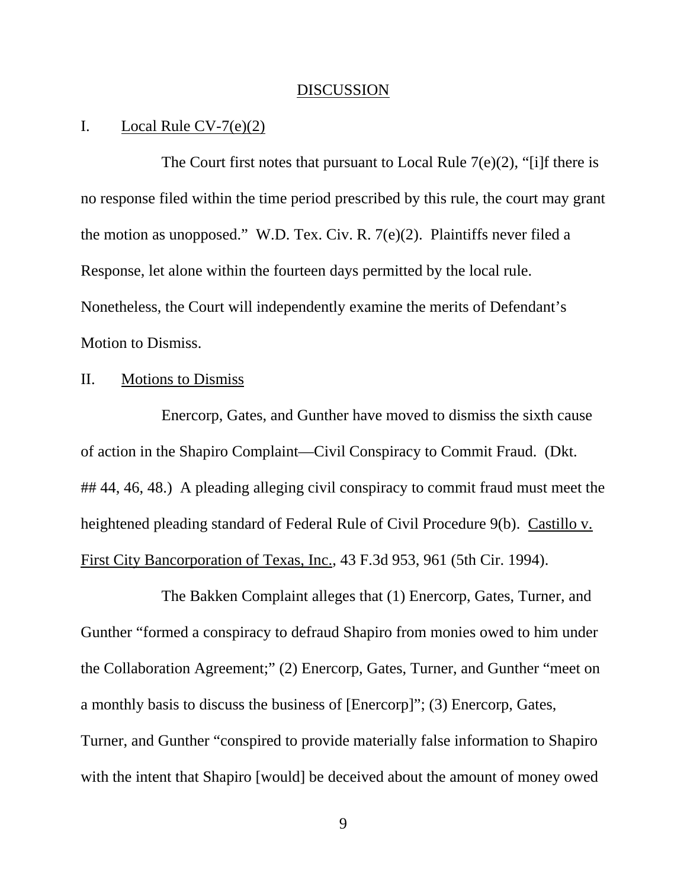## DISCUSSION

### I. Local Rule CV-7(e)(2)

The Court first notes that pursuant to Local Rule 7(e)(2), "[i]f there is no response filed within the time period prescribed by this rule, the court may grant the motion as unopposed." W.D. Tex. Civ. R. 7(e)(2). Plaintiffs never filed a Response, let alone within the fourteen days permitted by the local rule. Nonetheless, the Court will independently examine the merits of Defendant's Motion to Dismiss.

### II. Motions to Dismiss

Enercorp, Gates, and Gunther have moved to dismiss the sixth cause of action in the Shapiro Complaint—Civil Conspiracy to Commit Fraud. (Dkt. ## 44, 46, 48.) A pleading alleging civil conspiracy to commit fraud must meet the heightened pleading standard of Federal Rule of Civil Procedure 9(b). Castillo v. First City Bancorporation of Texas, Inc., 43 F.3d 953, 961 (5th Cir. 1994).

The Bakken Complaint alleges that (1) Enercorp, Gates, Turner, and Gunther "formed a conspiracy to defraud Shapiro from monies owed to him under the Collaboration Agreement;" (2) Enercorp, Gates, Turner, and Gunther "meet on a monthly basis to discuss the business of [Enercorp]"; (3) Enercorp, Gates, Turner, and Gunther "conspired to provide materially false information to Shapiro with the intent that Shapiro [would] be deceived about the amount of money owed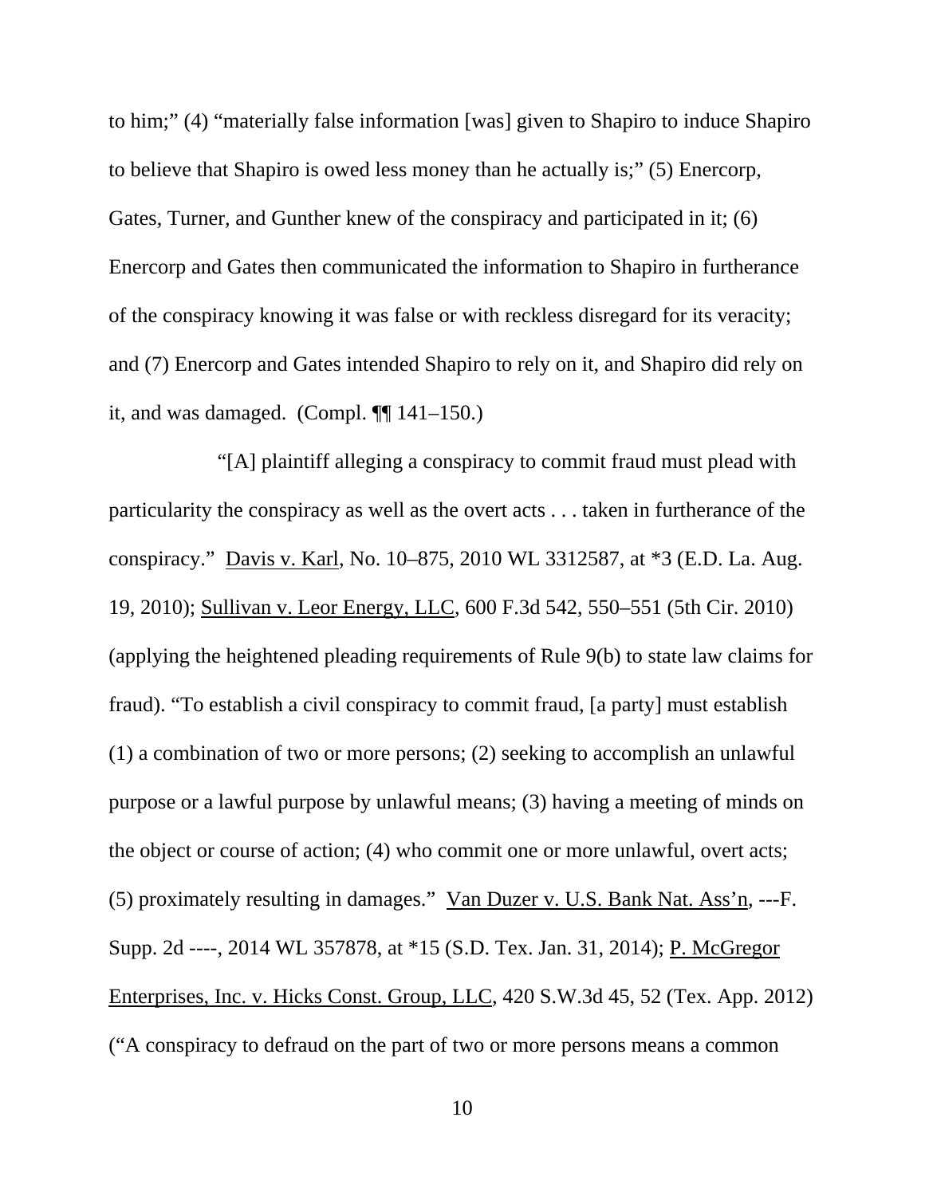to him;" (4) "materially false information [was] given to Shapiro to induce Shapiro to believe that Shapiro is owed less money than he actually is;" (5) Enercorp, Gates, Turner, and Gunther knew of the conspiracy and participated in it; (6) Enercorp and Gates then communicated the information to Shapiro in furtherance of the conspiracy knowing it was false or with reckless disregard for its veracity; and (7) Enercorp and Gates intended Shapiro to rely on it, and Shapiro did rely on it, and was damaged. (Compl. ¶¶ 141–150.)

"[A] plaintiff alleging a conspiracy to commit fraud must plead with particularity the conspiracy as well as the overt acts . . . taken in furtherance of the conspiracy." Davis v. Karl, No. 10–875, 2010 WL 3312587, at *3 (E.D. La. Aug. 19, 2010); Sullivan v. Leor Energy, LLC, 600 F.3d 542, 550–551 (5th Cir. 2010) (applying the heightened pleading requirements of Rule 9(b) to state law claims for fraud). "To establish a civil conspiracy to commit fraud, [a party] must establish (1) a combination of two or more persons; (2) seeking to accomplish an unlawful purpose or a lawful purpose by unlawful means; (3) having a meeting of minds on the object or course of action; (4) who commit one or more unlawful, overt acts; (5) proximately resulting in damages." Van Duzer v. U.S. Bank Nat. Ass'n, ---F. Supp. 2d ----, 2014 WL 357878, at *15 (S.D. Tex. Jan. 31, 2014); P. McGregor Enterprises, Inc. v. Hicks Const. Group, LLC, 420 S.W.3d 45, 52 (Tex. App. 2012) ("A conspiracy to defraud on the part of two or more persons means a common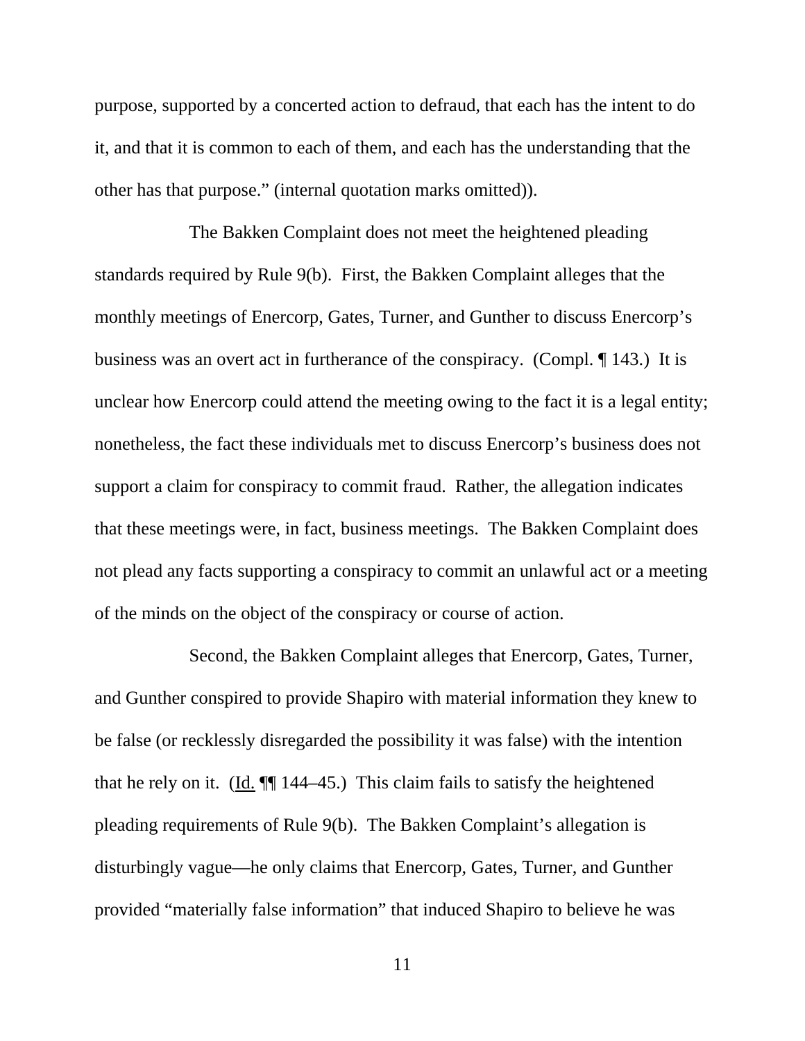purpose, supported by a concerted action to defraud, that each has the intent to do it, and that it is common to each of them, and each has the understanding that the other has that purpose." (internal quotation marks omitted)).

The Bakken Complaint does not meet the heightened pleading standards required by Rule 9(b). First, the Bakken Complaint alleges that the monthly meetings of Enercorp, Gates, Turner, and Gunther to discuss Enercorp's business was an overt act in furtherance of the conspiracy. (Compl. ¶ 143.) It is unclear how Enercorp could attend the meeting owing to the fact it is a legal entity; nonetheless, the fact these individuals met to discuss Enercorp's business does not support a claim for conspiracy to commit fraud. Rather, the allegation indicates that these meetings were, in fact, business meetings. The Bakken Complaint does not plead any facts supporting a conspiracy to commit an unlawful act or a meeting of the minds on the object of the conspiracy or course of action.

Second, the Bakken Complaint alleges that Enercorp, Gates, Turner, and Gunther conspired to provide Shapiro with material information they knew to be false (or recklessly disregarded the possibility it was false) with the intention that he rely on it. (Id. ¶¶ 144–45.) This claim fails to satisfy the heightened pleading requirements of Rule 9(b). The Bakken Complaint's allegation is disturbingly vague—he only claims that Enercorp, Gates, Turner, and Gunther provided "materially false information" that induced Shapiro to believe he was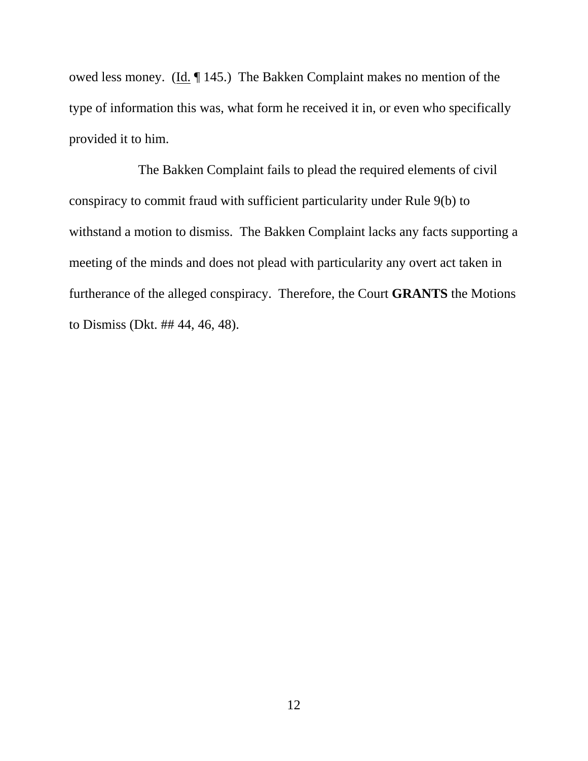owed less money. (Id. ¶ 145.) The Bakken Complaint makes no mention of the type of information this was, what form he received it in, or even who specifically provided it to him.

The Bakken Complaint fails to plead the required elements of civil conspiracy to commit fraud with sufficient particularity under Rule 9(b) to withstand a motion to dismiss. The Bakken Complaint lacks any facts supporting a meeting of the minds and does not plead with particularity any overt act taken in furtherance of the alleged conspiracy. Therefore, the Court **GRANTS** the Motions to Dismiss (Dkt. ## 44, 46, 48).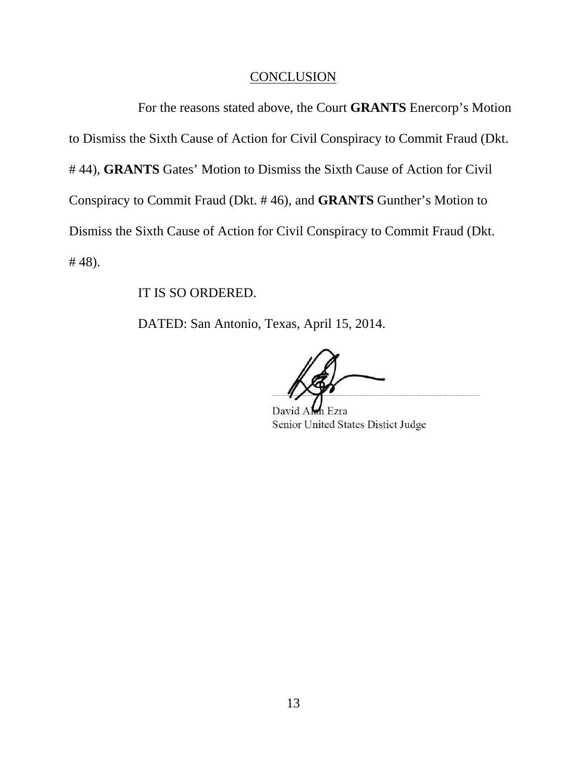## CONCLUSION

For the reasons stated above, the Court **GRANTS** Enercorp's Motion to Dismiss the Sixth Cause of Action for Civil Conspiracy to Commit Fraud (Dkt. # 44), **GRANTS** Gates' Motion to Dismiss the Sixth Cause of Action for Civil Conspiracy to Commit Fraud (Dkt. # 46), and **GRANTS** Gunther's Motion to Dismiss the Sixth Cause of Action for Civil Conspiracy to Commit Fraud (Dkt. # 48).

IT IS SO ORDERED.

DATED: San Antonio, Texas, April 15, 2014.

David Alan Ezra
Senior United States Distict Judge